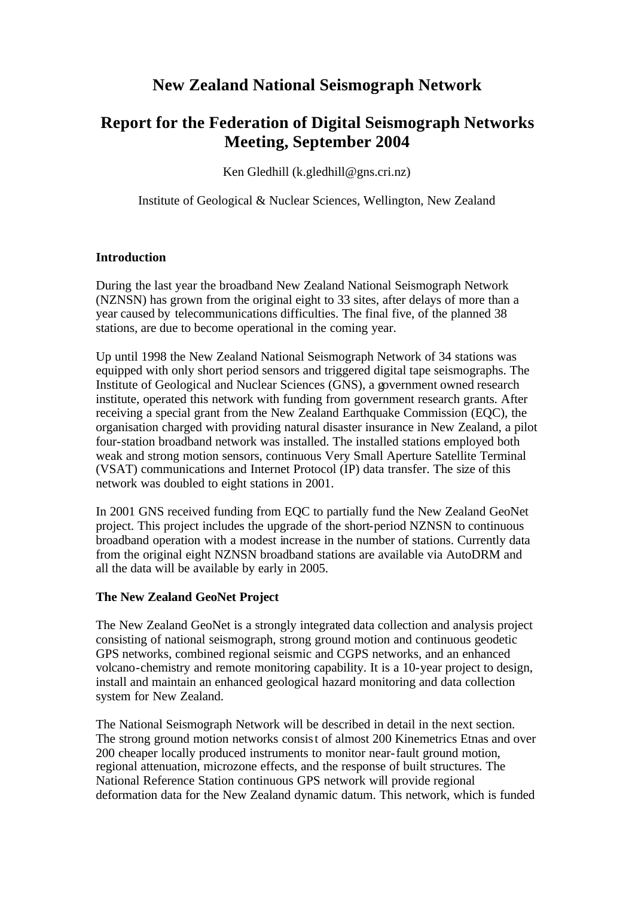# New Zealand National Seismograph Network

# Report for the Federation of Digital Seismograph Networks Meeting, September 2004

Ken Gledhill (k.gledhill@gns.cri.nz)

Institute of Geological & Nuclear Sciences, Wellington, New Zealand

## Introduction

During the last year the broadband New Zealand National Seismograph Network (NZNSN) has grown from the original eight to 33 sites, after delays of more than a year caused by telecommunications difficulties. The final five, of the planned 38 stations, are due to become operational in the coming year.

Up until 1998 the New Zealand National Seismograph Network of 34 stations was equipped with only short period sensors and triggered digital tape seismographs. The Institute of Geological and Nuclear Sciences (GNS), a government owned research institute, operated this network with funding from government research grants. After receiving a special grant from the New Zealand Earthquake Commission (EQC), the organisation charged with providing natural disaster insurance in New Zealand, a pilot four-station broadband network was installed. The installed stations employed both weak and strong motion sensors, continuous Very Small Aperture Satellite Terminal (VSAT) communications and Internet Protocol (IP) data transfer. The size of this network was doubled to eight stations in 2001.

In 2001 GNS received funding from EQC to partially fund the New Zealand GeoNet project. This project includes the upgrade of the short-period NZNSN to continuous broadband operation with a modest increase in the number of stations. Currently data from the original eight NZNSN broadband stations are available via AutoDRM and all the data will be available by early in 2005.

## The New Zealand GeoNet Project

The New Zealand GeoNet is a strongly integrated data collection and analysis project consisting of national seismograph, strong ground motion and continuous geodetic GPS networks, combined regional seismic and CGPS networks, and an enhanced volcano-chemistry and remote monitoring capability. It is a 10-year project to design, install and maintain an enhanced geological hazard monitoring and data collection system for New Zealand.

The National Seismograph Network will be described in detail in the next section. The strong ground motion networks consist of almost 200 Kinemetrics Etnas and over 200 cheaper locally produced instruments to monitor near-fault ground motion, regional attenuation, microzone effects, and the response of built structures. The National Reference Station continuous GPS network will provide regional deformation data for the New Zealand dynamic datum. This network, which is funded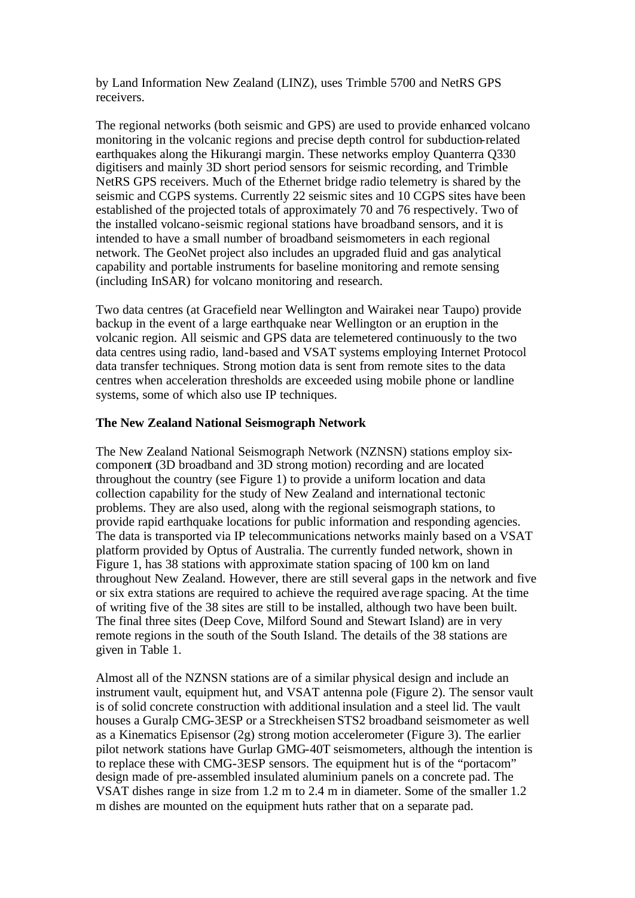by Land Information New Zealand (LINZ), uses Trimble 5700 and NetRS GPS receivers.

The regional networks (both seismic and GPS) are used to provide enhanced volcano monitoring in the volcanic regions and precise depth control for subduction-related earthquakes along the Hikurangi margin. These networks employ Quanterra Q330 digitisers and mainly 3D short period sensors for seismic recording, and Trimble NetRS GPS receivers. Much of the Ethernet bridge radio telemetry is shared by the seismic and CGPS systems. Currently 22 seismic sites and 10 CGPS sites have been established of the projected totals of approximately 70 and 76 respectively. Two of the installed volcano-seismic regional stations have broadband sensors, and it is intended to have a small number of broadband seismometers in each regional network. The GeoNet project also includes an upgraded fluid and gas analytical capability and portable instruments for baseline monitoring and remote sensing (including InSAR) for volcano monitoring and research.

Two data centres (at Gracefield near Wellington and Wairakei near Taupo) provide backup in the event of a large earthquake near Wellington or an eruption in the volcanic region. All seismic and GPS data are telemetered continuously to the two data centres using radio, land-based and VSAT systems employing Internet Protocol data transfer techniques. Strong motion data is sent from remote sites to the data centres when acceleration thresholds are exceeded using mobile phone or landline systems, some of which also use IP techniques.

**The New Zealand National Seismograph Network**

The New Zealand National Seismograph Network (NZNSN) stations employ six-component (3D broadband and 3D strong motion) recording and are located throughout the country (see Figure 1) to provide a uniform location and data collection capability for the study of New Zealand and international tectonic problems. They are also used, along with the regional seismograph stations, to provide rapid earthquake locations for public information and responding agencies. The data is transported via IP telecommunications networks mainly based on a VSAT platform provided by Optus of Australia. The currently funded network, shown in Figure 1, has 38 stations with approximate station spacing of 100 km on land throughout New Zealand. However, there are still several gaps in the network and five or six extra stations are required to achieve the required average spacing. At the time of writing five of the 38 sites are still to be installed, although two have been built. The final three sites (Deep Cove, Milford Sound and Stewart Island) are in very remote regions in the south of the South Island. The details of the 38 stations are given in Table 1.

Almost all of the NZNSN stations are of a similar physical design and include an instrument vault, equipment hut, and VSAT antenna pole (Figure 2). The sensor vault is of solid concrete construction with additional insulation and a steel lid. The vault houses a Guralp CMG-3ESP or a Streckheisen STS2 broadband seismometer as well as a Kinematics Episensor (2g) strong motion accelerometer (Figure 3). The earlier pilot network stations have Gurlap GMG-40T seismometers, although the intention is to replace these with CMG-3ESP sensors. The equipment hut is of the "portacom" design made of pre-assembled insulated aluminium panels on a concrete pad. The VSAT dishes range in size from 1.2 m to 2.4 m in diameter. Some of the smaller 1.2 m dishes are mounted on the equipment huts rather that on a separate pad.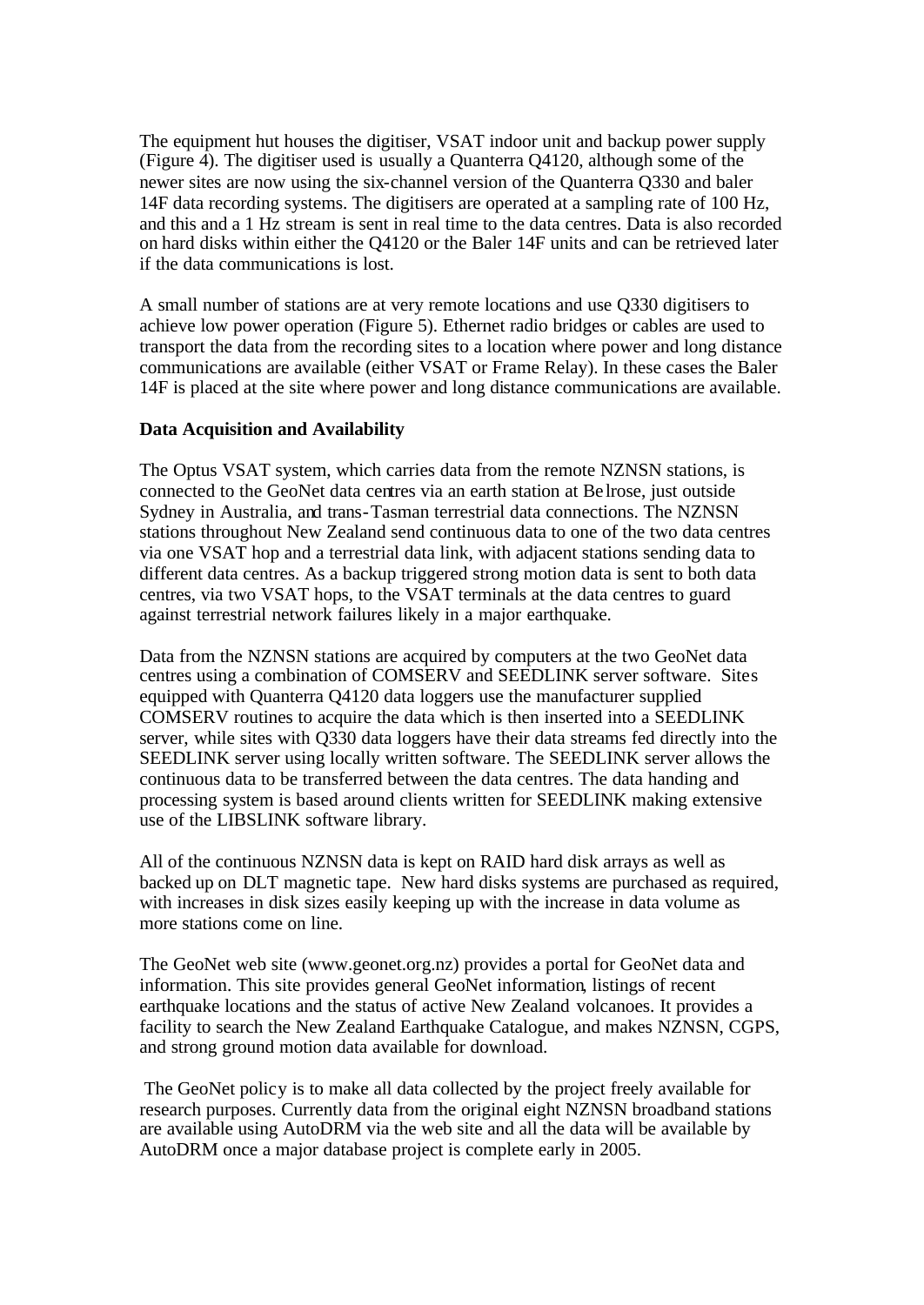The equipment hut houses the digitiser, VSAT indoor unit and backup power supply (Figure 4). The digitiser used is usually a Quanterra Q4120, although some of the newer sites are now using the six-channel version of the Quanterra Q330 and baler 14F data recording systems. The digitisers are operated at a sampling rate of 100 Hz, and this and a 1 Hz stream is sent in real time to the data centres. Data is also recorded on hard disks within either the Q4120 or the Baler 14F units and can be retrieved later if the data communications is lost.

A small number of stations are at very remote locations and use Q330 digitisers to achieve low power operation (Figure 5). Ethernet radio bridges or cables are used to transport the data from the recording sites to a location where power and long distance communications are available (either VSAT or Frame Relay). In these cases the Baler 14F is placed at the site where power and long distance communications are available.

**Data Acquisition and Availability**

The Optus VSAT system, which carries data from the remote NZNSN stations, is connected to the GeoNet data centres via an earth station at Belrose, just outside Sydney in Australia, and trans-Tasman terrestrial data connections. The NZNSN stations throughout New Zealand send continuous data to one of the two data centres via one VSAT hop and a terrestrial data link, with adjacent stations sending data to different data centres. As a backup triggered strong motion data is sent to both data centres, via two VSAT hops, to the VSAT terminals at the data centres to guard against terrestrial network failures likely in a major earthquake.

Data from the NZNSN stations are acquired by computers at the two GeoNet data centres using a combination of COMSERV and SEEDLINK server software. Sites equipped with Quanterra Q4120 data loggers use the manufacturer supplied COMSERV routines to acquire the data which is then inserted into a SEEDLINK server, while sites with Q330 data loggers have their data streams fed directly into the SEEDLINK server using locally written software. The SEEDLINK server allows the continuous data to be transferred between the data centres. The data handing and processing system is based around clients written for SEEDLINK making extensive use of the LIBSLINK software library.

All of the continuous NZNSN data is kept on RAID hard disk arrays as well as backed up on DLT magnetic tape. New hard disks systems are purchased as required, with increases in disk sizes easily keeping up with the increase in data volume as more stations come on line.

The GeoNet web site (www.geonet.org.nz) provides a portal for GeoNet data and information. This site provides general GeoNet information, listings of recent earthquake locations and the status of active New Zealand volcanoes. It provides a facility to search the New Zealand Earthquake Catalogue, and makes NZNSN, CGPS, and strong ground motion data available for download.

The GeoNet policy is to make all data collected by the project freely available for research purposes. Currently data from the original eight NZNSN broadband stations are available using AutoDRM via the web site and all the data will be available by AutoDRM once a major database project is complete early in 2005.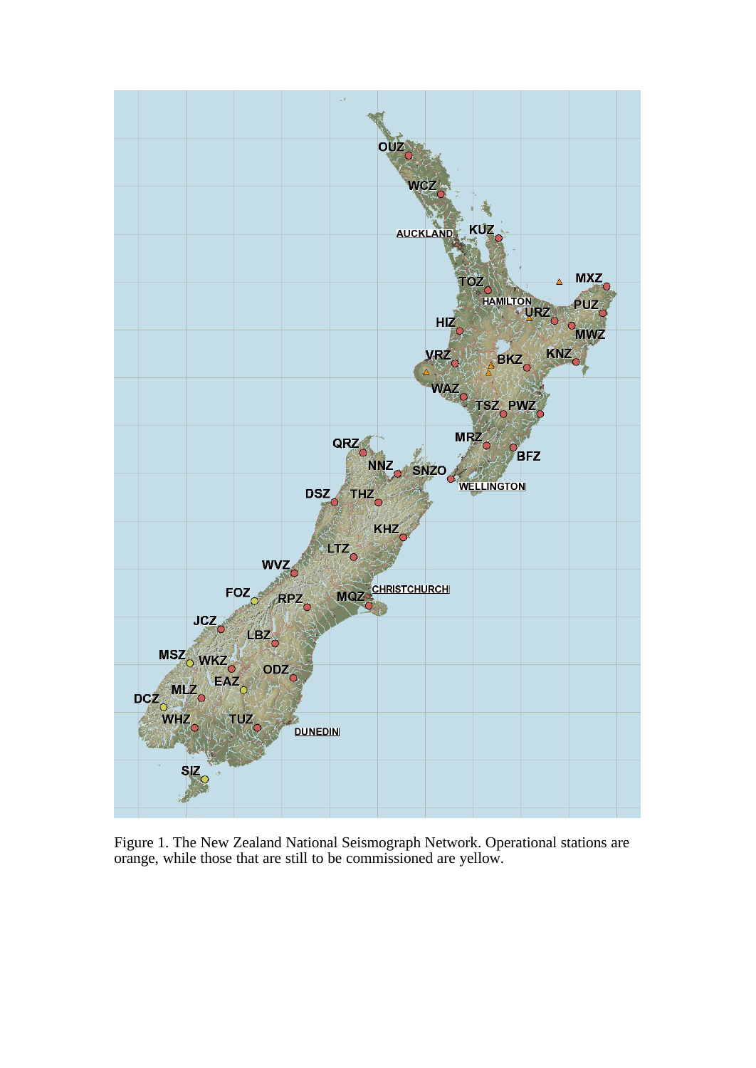Figure 1. The New Zealand National Seismograph Network. Operational stations are orange, while those that are still to be commissioned are yellow.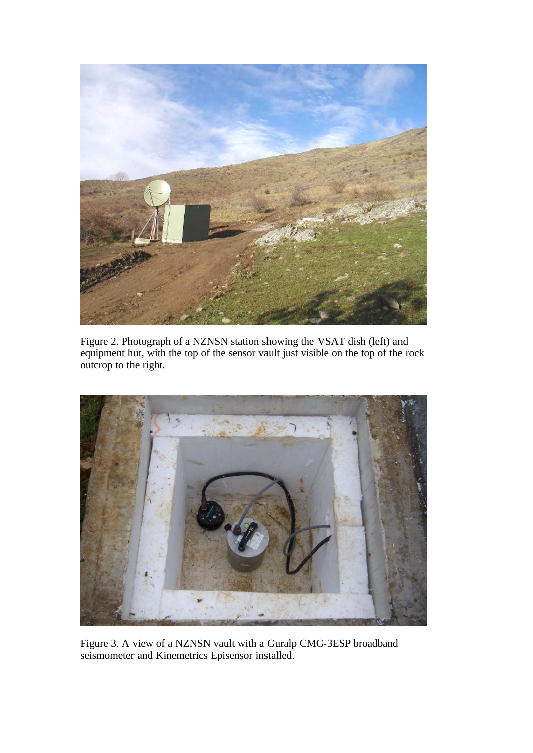Figure 2. Photograph of a NZNSN station showing the VSAT dish (left) and equipment hut, with the top of the sensor vault just visible on the top of the rock outcrop to the right.

Figure 3. A view of a NZNSN vault with a Guralp CMG-3ESP broadband seismometer and Kinemetrics Episensor installed.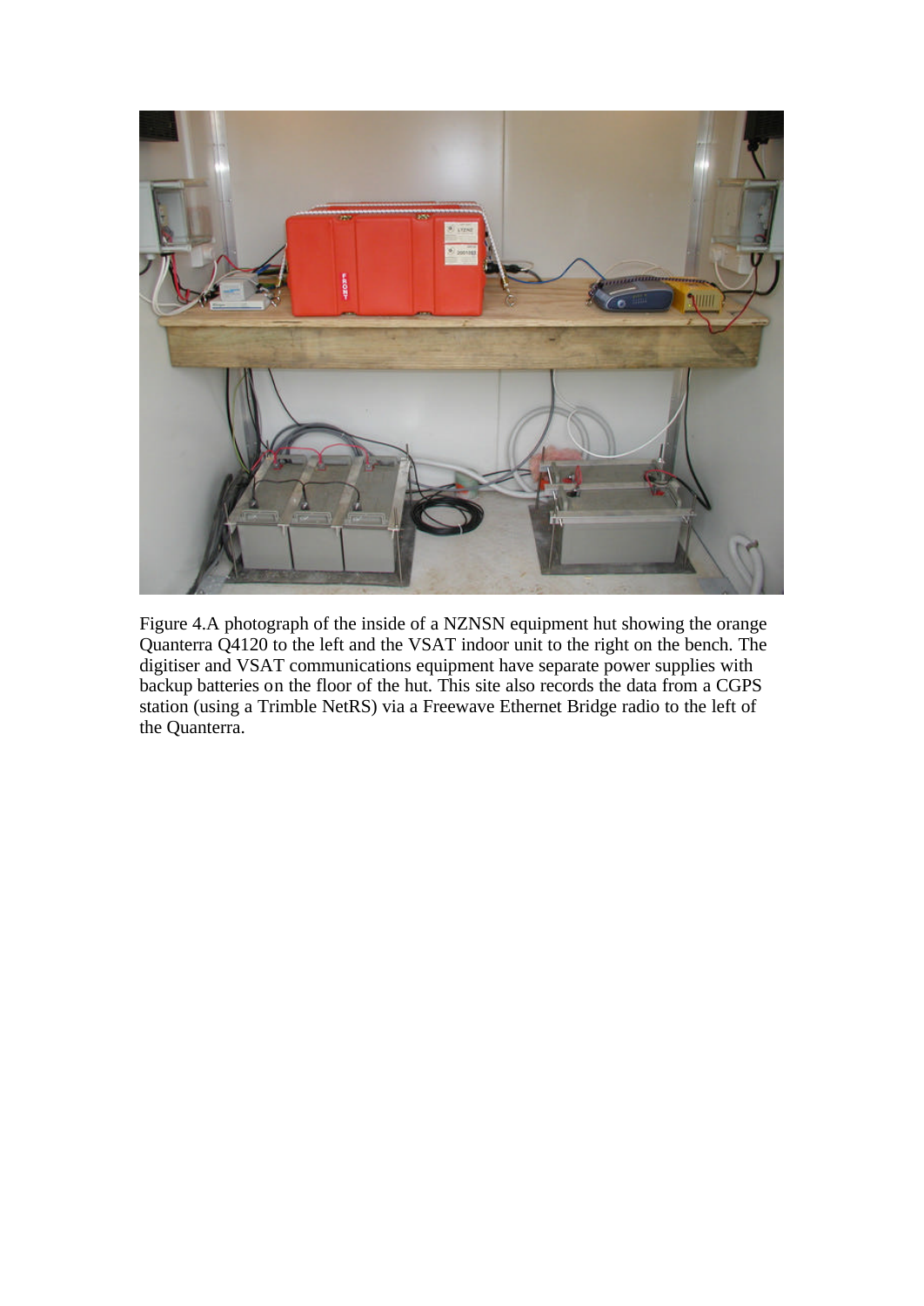Figure 4.A photograph of the inside of a NZNSN equipment hut showing the orange Quanterra Q4120 to the left and the VSAT indoor unit to the right on the bench. The digitiser and VSAT communications equipment have separate power supplies with backup batteries on the floor of the hut. This site also records the data from a CGPS station (using a Trimble NetRS) via a Freewave Ethernet Bridge radio to the left of the Quanterra.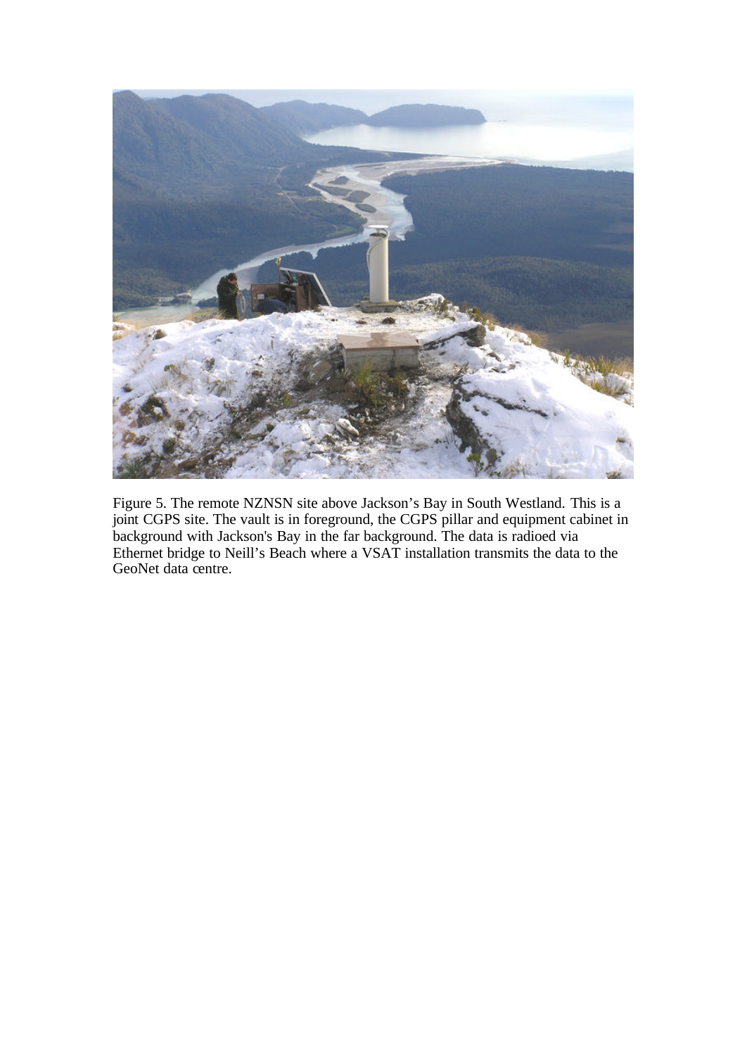Figure 5. The remote NZNSN site above Jackson’s Bay in South Westland. This is a joint CGPS site. The vault is in foreground, the CGPS pillar and equipment cabinet in background with Jackson's Bay in the far background. The data is radioed via Ethernet bridge to Neill’s Beach where a VSAT installation transmits the data to the GeoNet data centre.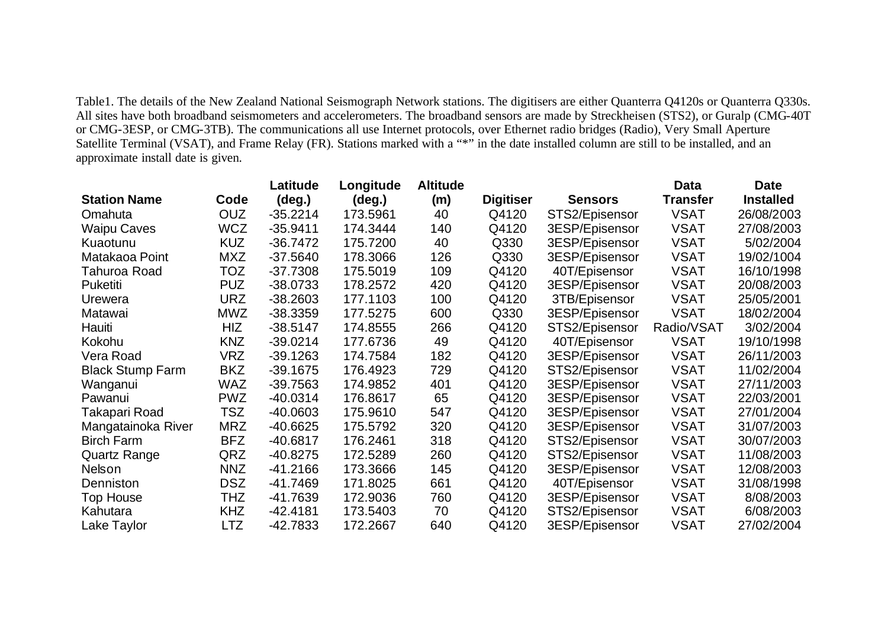Table1. The details of the New Zealand National Seismograph Network stations. The digitisers are either Quanterra Q4120s or Quanterra Q330s. All sites have both broadband seismometers and accelerometers. The broadband sensors are made by Streckheisen (STS2), or Guralp (CMG-40T or CMG-3ESP, or CMG-3TB). The communications all use Internet protocols, over Ethernet radio bridges (Radio), Very Small Aperture Satellite Terminal (VSAT), and Frame Relay (FR). Stations marked with a "*" in the date installed column are still to be installed, and an approximate install date is given.

| Station Name | Code | Latitude (deg.) | Longitude (deg.) | Altitude (m) | Digitiser | Sensors | Data Transfer | Date Installed |
|---|---|---|---|---|---|---|---|---|
| Omahuta | OUZ | -35.2214 | 173.5961 | 40 | Q4120 | STS2/Episensor | VSAT | 26/08/2003 |
| Waipu Caves | WCZ | -35.9411 | 174.3444 | 140 | Q4120 | 3ESP/Episensor | VSAT | 27/08/2003 |
| Kuaotunu | KUZ | -36.7472 | 175.7200 | 40 | Q330 | 3ESP/Episensor | VSAT | 5/02/2004 |
| Matakaoa Point | MXZ | -37.5640 | 178.3066 | 126 | Q330 | 3ESP/Episensor | VSAT | 19/02/1004 |
| Tahuroa Road | TOZ | -37.7308 | 175.5019 | 109 | Q4120 | 40T/Episensor | VSAT | 16/10/1998 |
| Puketiti | PUZ | -38.0733 | 178.2572 | 420 | Q4120 | 3ESP/Episensor | VSAT | 20/08/2003 |
| Urewera | URZ | -38.2603 | 177.1103 | 100 | Q4120 | 3TB/Episensor | VSAT | 25/05/2001 |
| Matawai | MWZ | -38.3359 | 177.5275 | 600 | Q330 | 3ESP/Episensor | VSAT | 18/02/2004 |
| Hauiti | HIZ | -38.5147 | 174.8555 | 266 | Q4120 | STS2/Episensor | Radio/VSAT | 3/02/2004 |
| Kokohu | KNZ | -39.0214 | 177.6736 | 49 | Q4120 | 40T/Episensor | VSAT | 19/10/1998 |
| Vera Road | VRZ | -39.1263 | 174.7584 | 182 | Q4120 | 3ESP/Episensor | VSAT | 26/11/2003 |
| Black Stump Farm | BKZ | -39.1675 | 176.4923 | 729 | Q4120 | STS2/Episensor | VSAT | 11/02/2004 |
| Wanganui | WAZ | -39.7563 | 174.9852 | 401 | Q4120 | 3ESP/Episensor | VSAT | 27/11/2003 |
| Pawanui | PWZ | -40.0314 | 176.8617 | 65 | Q4120 | 3ESP/Episensor | VSAT | 22/03/2001 |
| Takapari Road | TSZ | -40.0603 | 175.9610 | 547 | Q4120 | 3ESP/Episensor | VSAT | 27/01/2004 |
| Mangatainoka River | MRZ | -40.6625 | 175.5792 | 320 | Q4120 | 3ESP/Episensor | VSAT | 31/07/2003 |
| Birch Farm | BFZ | -40.6817 | 176.2461 | 318 | Q4120 | STS2/Episensor | VSAT | 30/07/2003 |
| Quartz Range | QRZ | -40.8275 | 172.5289 | 260 | Q4120 | STS2/Episensor | VSAT | 11/08/2003 |
| Nelson | NNZ | -41.2166 | 173.3666 | 145 | Q4120 | 3ESP/Episensor | VSAT | 12/08/2003 |
| Denniston | DSZ | -41.7469 | 171.8025 | 661 | Q4120 | 40T/Episensor | VSAT | 31/08/1998 |
| Top House | THZ | -41.7639 | 172.9036 | 760 | Q4120 | 3ESP/Episensor | VSAT | 8/08/2003 |
| Kahutara | KHZ | -42.4181 | 173.5403 | 70 | Q4120 | STS2/Episensor | VSAT | 6/08/2003 |
| Lake Taylor | LTZ | -42.7833 | 172.2667 | 640 | Q4120 | 3ESP/Episensor | VSAT | 27/02/2004 |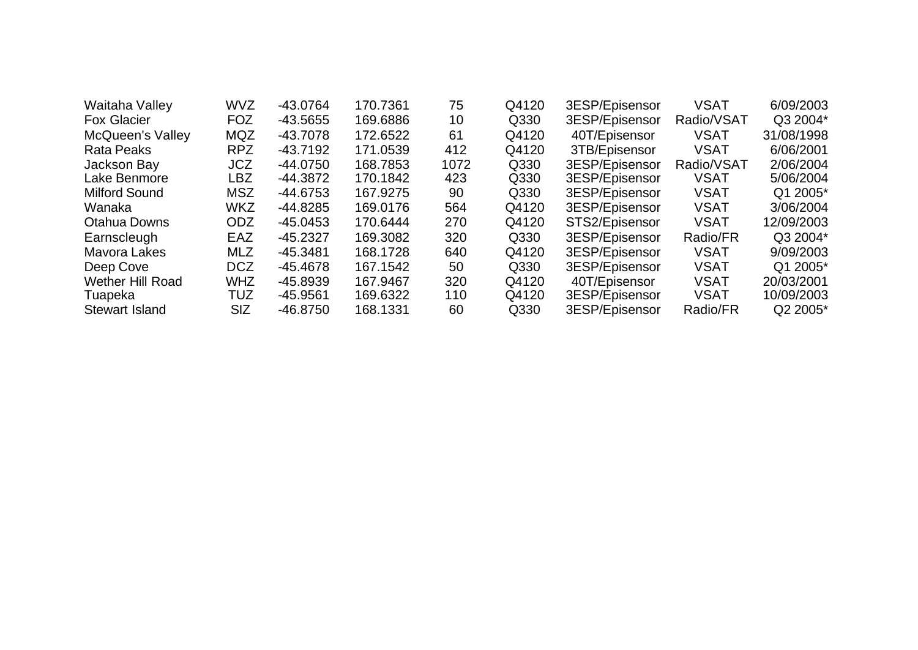| | | | | | | | | |
|---|---|---|---|---|---|---|---|---|
| Waitaha Valley | WVZ | -43.0764 | 170.7361 | 75 | Q4120 | 3ESP/Episensor | VSAT | 6/09/2003 |
| Fox Glacier | FOZ | -43.5655 | 169.6886 | 10 | Q330 | 3ESP/Episensor | Radio/VSAT | Q3 2004* |
| McQueen's Valley | MQZ | -43.7078 | 172.6522 | 61 | Q4120 | 40T/Episensor | VSAT | 31/08/1998 |
| Rata Peaks | RPZ | -43.7192 | 171.0539 | 412 | Q4120 | 3TB/Episensor | VSAT | 6/06/2001 |
| Jackson Bay | JCZ | -44.0750 | 168.7853 | 1072 | Q330 | 3ESP/Episensor | Radio/VSAT | 2/06/2004 |
| Lake Benmore | LBZ | -44.3872 | 170.1842 | 423 | Q330 | 3ESP/Episensor | VSAT | 5/06/2004 |
| Milford Sound | MSZ | -44.6753 | 167.9275 | 90 | Q330 | 3ESP/Episensor | VSAT | Q1 2005* |
| Wanaka | WKZ | -44.8285 | 169.0176 | 564 | Q4120 | 3ESP/Episensor | VSAT | 3/06/2004 |
| Otahua Downs | ODZ | -45.0453 | 170.6444 | 270 | Q4120 | STS2/Episensor | VSAT | 12/09/2003 |
| Earnscleugh | EAZ | -45.2327 | 169.3082 | 320 | Q330 | 3ESP/Episensor | Radio/FR | Q3 2004* |
| Mavora Lakes | MLZ | -45.3481 | 168.1728 | 640 | Q4120 | 3ESP/Episensor | VSAT | 9/09/2003 |
| Deep Cove | DCZ | -45.4678 | 167.1542 | 50 | Q330 | 3ESP/Episensor | VSAT | Q1 2005* |
| Wether Hill Road | WHZ | -45.8939 | 167.9467 | 320 | Q4120 | 40T/Episensor | VSAT | 20/03/2001 |
| Tuapeka | TUZ | -45.9561 | 169.6322 | 110 | Q4120 | 3ESP/Episensor | VSAT | 10/09/2003 |
| Stewart Island | SIZ | -46.8750 | 168.1331 | 60 | Q330 | 3ESP/Episensor | Radio/FR | Q2 2005* |